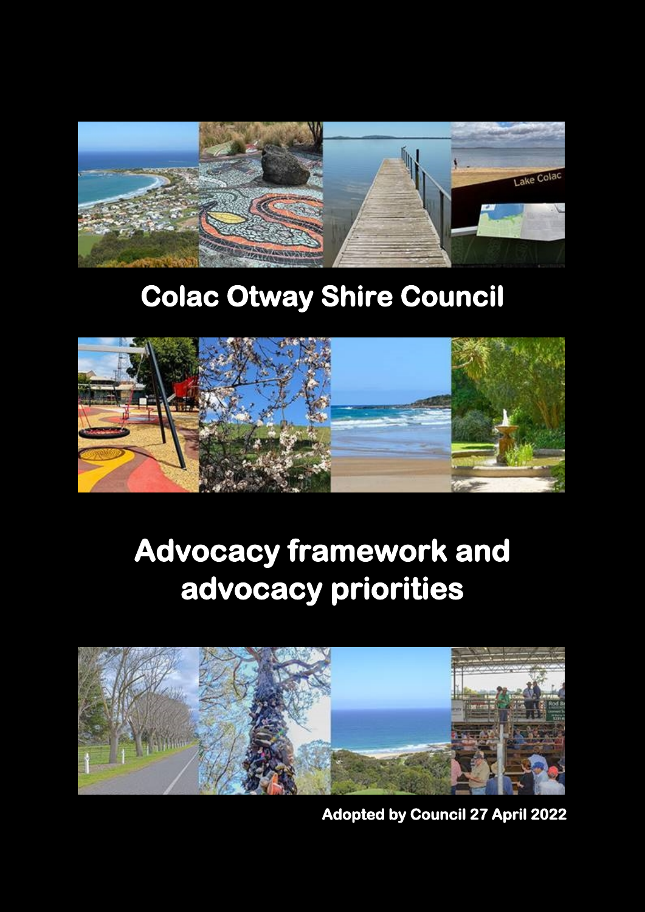# Colac Otway Shire Council

# Advocacy framework and advocacy priorities

**Adopted by Council 27 April 2022**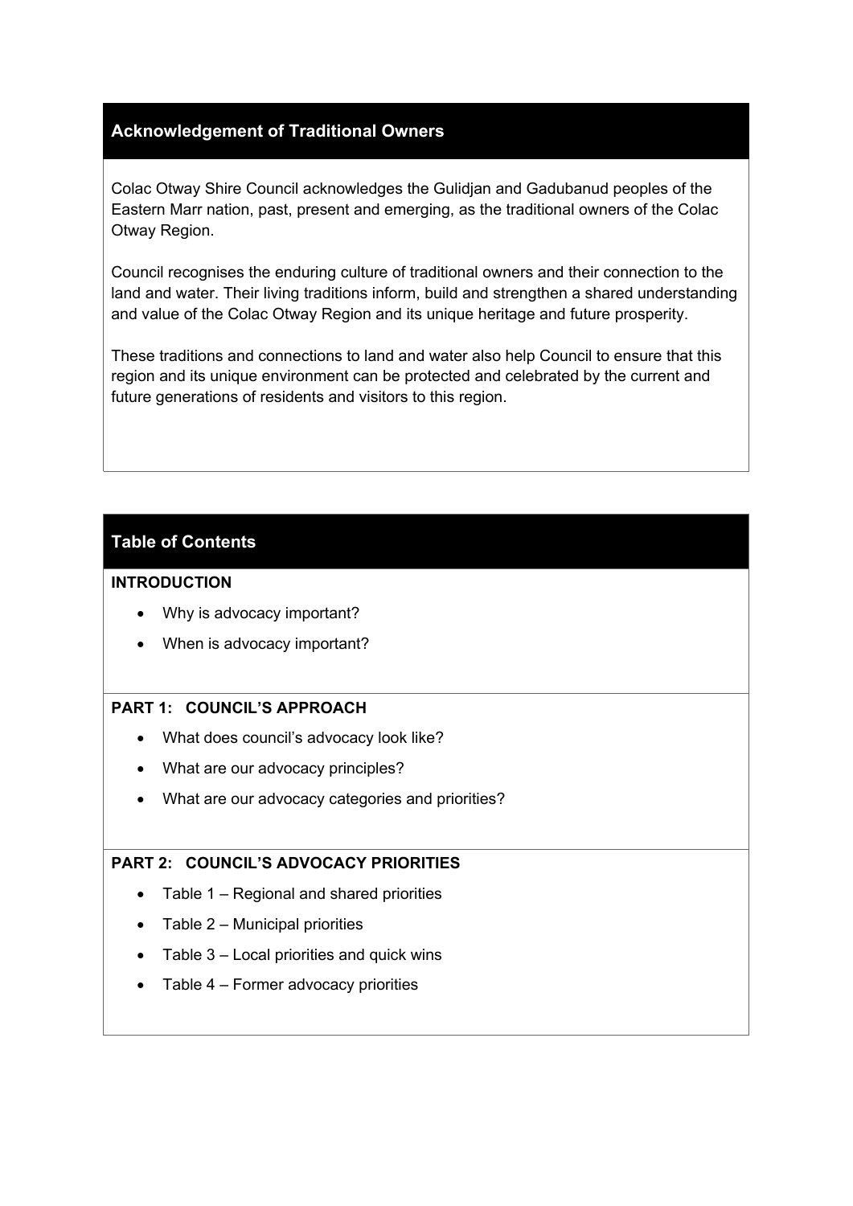## Acknowledgement of Traditional Owners

Colac Otway Shire Council acknowledges the Gulidjan and Gadubanud peoples of the Eastern Marr nation, past, present and emerging, as the traditional owners of the Colac Otway Region.

Council recognises the enduring culture of traditional owners and their connection to the land and water. Their living traditions inform, build and strengthen a shared understanding and value of the Colac Otway Region and its unique heritage and future prosperity.

These traditions and connections to land and water also help Council to ensure that this region and its unique environment can be protected and celebrated by the current and future generations of residents and visitors to this region.

## Table of Contents

**INTRODUCTION**

- Why is advocacy important?
- When is advocacy important?

**PART 1: COUNCIL'S APPROACH**

- What does council's advocacy look like?
- What are our advocacy principles?
- What are our advocacy categories and priorities?

**PART 2: COUNCIL'S ADVOCACY PRIORITIES**

- Table 1 – Regional and shared priorities
- Table 2 – Municipal priorities
- Table 3 – Local priorities and quick wins
- Table 4 – Former advocacy priorities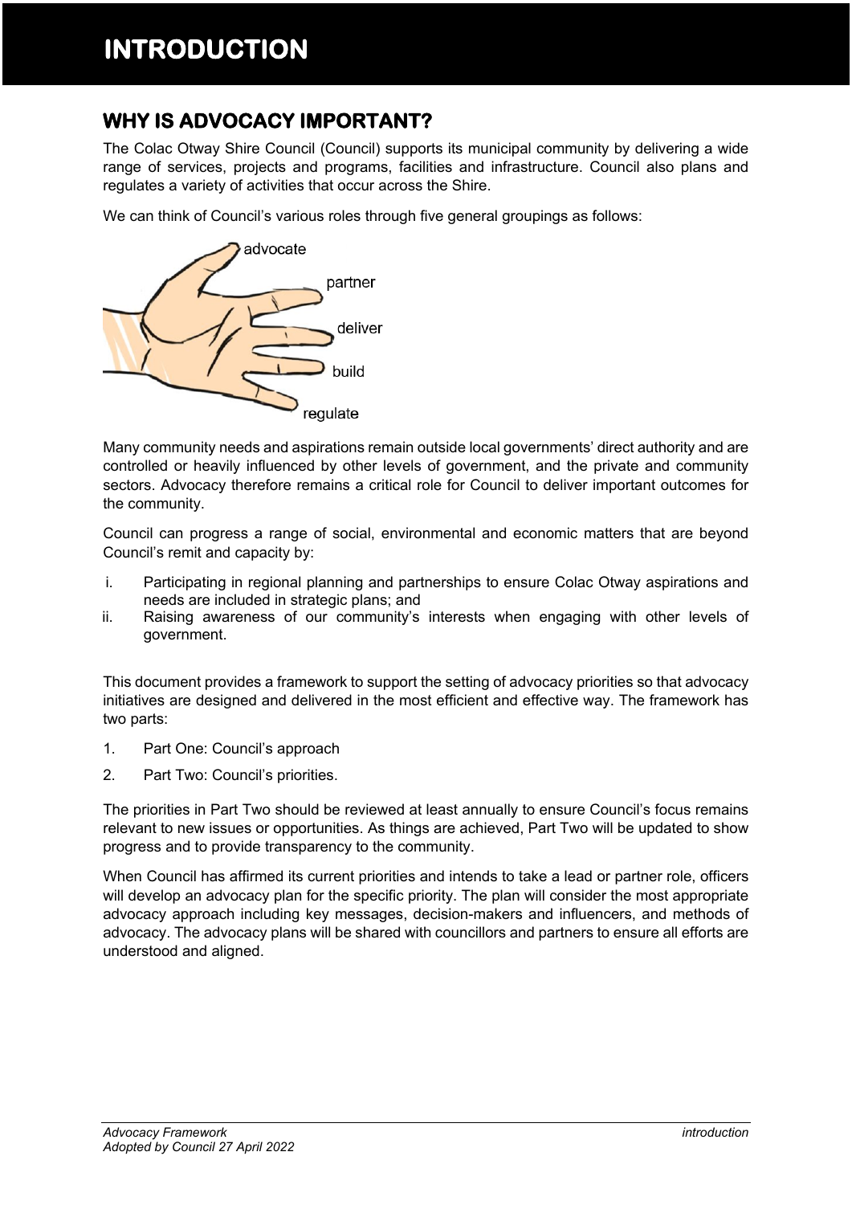# INTRODUCTION

## WHY IS ADVOCACY IMPORTANT?

The Colac Otway Shire Council (Council) supports its municipal community by delivering a wide range of services, projects and programs, facilities and infrastructure. Council also plans and regulates a variety of activities that occur across the Shire.

We can think of Council's various roles through five general groupings as follows:

advocate

partner

deliver

build

regulate

Many community needs and aspirations remain outside local governments' direct authority and are controlled or heavily influenced by other levels of government, and the private and community sectors. Advocacy therefore remains a critical role for Council to deliver important outcomes for the community.

Council can progress a range of social, environmental and economic matters that are beyond Council's remit and capacity by:

i. Participating in regional planning and partnerships to ensure Colac Otway aspirations and needs are included in strategic plans; and
ii. Raising awareness of our community's interests when engaging with other levels of government.

This document provides a framework to support the setting of advocacy priorities so that advocacy initiatives are designed and delivered in the most efficient and effective way. The framework has two parts:

1. Part One: Council's approach
2. Part Two: Council's priorities.

The priorities in Part Two should be reviewed at least annually to ensure Council's focus remains relevant to new issues or opportunities. As things are achieved, Part Two will be updated to show progress and to provide transparency to the community.

When Council has affirmed its current priorities and intends to take a lead or partner role, officers will develop an advocacy plan for the specific priority. The plan will consider the most appropriate advocacy approach including key messages, decision-makers and influencers, and methods of advocacy. The advocacy plans will be shared with councillors and partners to ensure all efforts are understood and aligned.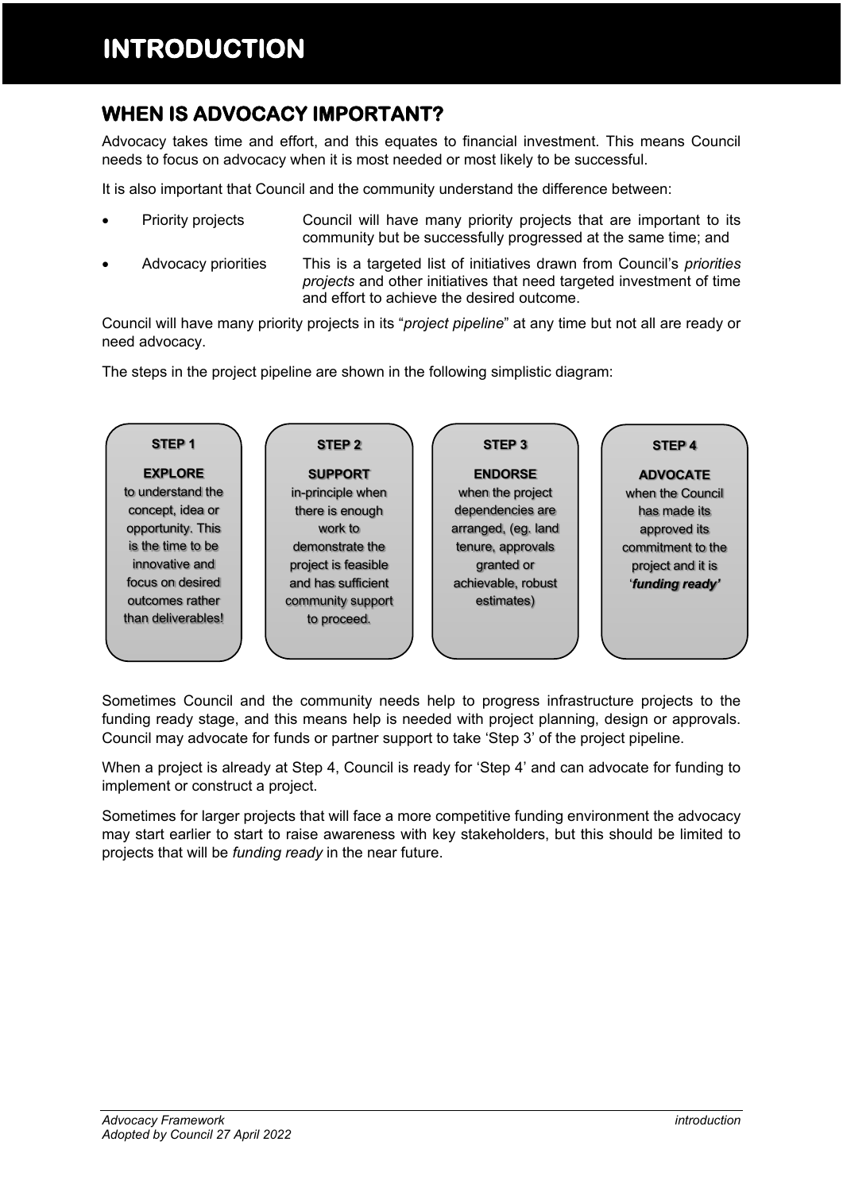# INTRODUCTION

## WHEN IS ADVOCACY IMPORTANT?

Advocacy takes time and effort, and this equates to financial investment. This means Council needs to focus on advocacy when it is most needed or most likely to be successful.

It is also important that Council and the community understand the difference between:

- Priority projects — Council will have many priority projects that are important to its community but be successfully progressed at the same time; and
- Advocacy priorities — This is a targeted list of initiatives drawn from Council's *priorities projects* and other initiatives that need targeted investment of time and effort to achieve the desired outcome.

Council will have many priority projects in its "*project pipeline*" at any time but not all are ready or need advocacy.

The steps in the project pipeline are shown in the following simplistic diagram:

| STEP 1 | STEP 2 | STEP 3 | STEP 4 |
|---|---|---|---|
| **EXPLORE** to understand the concept, idea or opportunity. This is the time to be innovative and focus on desired outcomes rather than deliverables! | **SUPPORT** in-principle when there is enough work to demonstrate the project is feasible and has sufficient community support to proceed. | **ENDORSE** when the project dependencies are arranged, (eg. land tenure, approvals granted or achievable, robust estimates) | **ADVOCATE** when the Council has made its approved its commitment to the project and it is '***funding ready'*** |

Sometimes Council and the community needs help to progress infrastructure projects to the funding ready stage, and this means help is needed with project planning, design or approvals. Council may advocate for funds or partner support to take 'Step 3' of the project pipeline.

When a project is already at Step 4, Council is ready for 'Step 4' and can advocate for funding to implement or construct a project.

Sometimes for larger projects that will face a more competitive funding environment the advocacy may start earlier to start to raise awareness with key stakeholders, but this should be limited to projects that will be *funding ready* in the near future.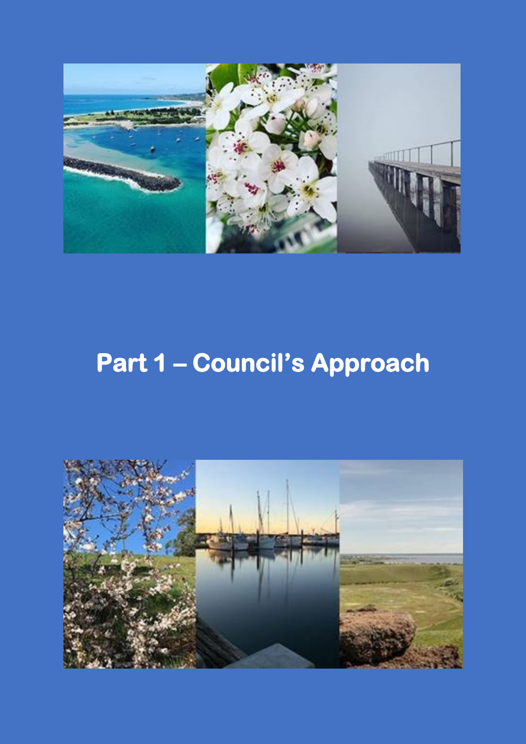# Part 1 – Council's Approach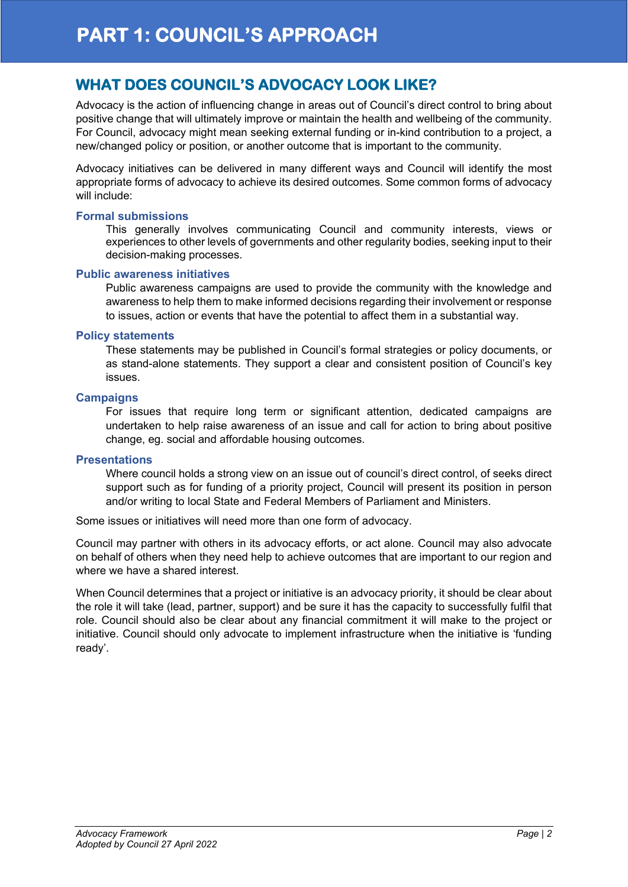# PART 1: COUNCIL'S APPROACH

## WHAT DOES COUNCIL'S ADVOCACY LOOK LIKE?

Advocacy is the action of influencing change in areas out of Council's direct control to bring about positive change that will ultimately improve or maintain the health and wellbeing of the community. For Council, advocacy might mean seeking external funding or in-kind contribution to a project, a new/changed policy or position, or another outcome that is important to the community.

Advocacy initiatives can be delivered in many different ways and Council will identify the most appropriate forms of advocacy to achieve its desired outcomes. Some common forms of advocacy will include:

### Formal submissions

This generally involves communicating Council and community interests, views or experiences to other levels of governments and other regularity bodies, seeking input to their decision-making processes.

### Public awareness initiatives

Public awareness campaigns are used to provide the community with the knowledge and awareness to help them to make informed decisions regarding their involvement or response to issues, action or events that have the potential to affect them in a substantial way.

### Policy statements

These statements may be published in Council's formal strategies or policy documents, or as stand-alone statements. They support a clear and consistent position of Council's key issues.

### Campaigns

For issues that require long term or significant attention, dedicated campaigns are undertaken to help raise awareness of an issue and call for action to bring about positive change, eg. social and affordable housing outcomes.

### Presentations

Where council holds a strong view on an issue out of council's direct control, of seeks direct support such as for funding of a priority project, Council will present its position in person and/or writing to local State and Federal Members of Parliament and Ministers.

Some issues or initiatives will need more than one form of advocacy.

Council may partner with others in its advocacy efforts, or act alone. Council may also advocate on behalf of others when they need help to achieve outcomes that are important to our region and where we have a shared interest.

When Council determines that a project or initiative is an advocacy priority, it should be clear about the role it will take (lead, partner, support) and be sure it has the capacity to successfully fulfil that role. Council should also be clear about any financial commitment it will make to the project or initiative. Council should only advocate to implement infrastructure when the initiative is 'funding ready'.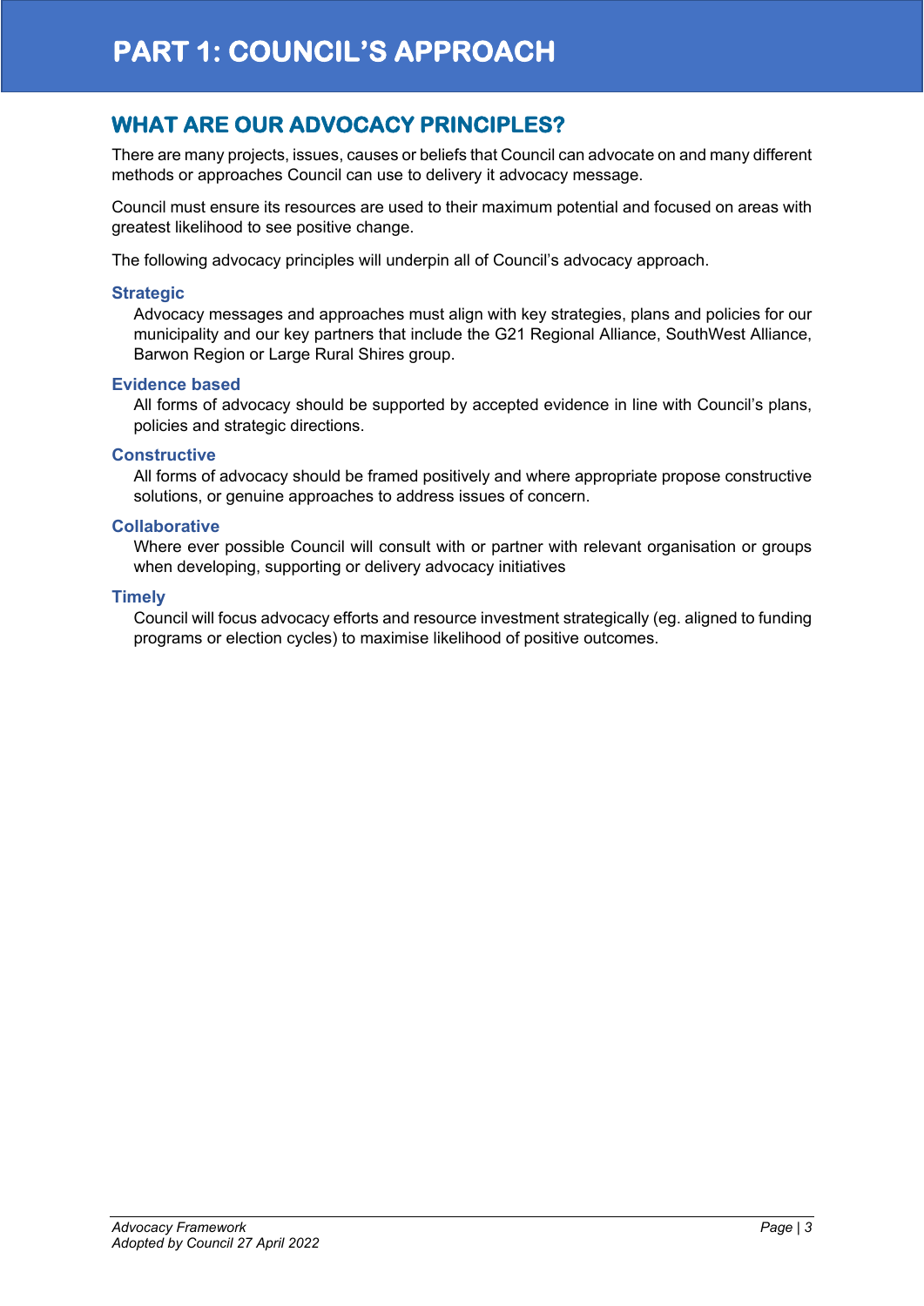# PART 1: COUNCIL'S APPROACH

## WHAT ARE OUR ADVOCACY PRINCIPLES?

There are many projects, issues, causes or beliefs that Council can advocate on and many different methods or approaches Council can use to delivery it advocacy message.

Council must ensure its resources are used to their maximum potential and focused on areas with greatest likelihood to see positive change.

The following advocacy principles will underpin all of Council's advocacy approach.

### Strategic

Advocacy messages and approaches must align with key strategies, plans and policies for our municipality and our key partners that include the G21 Regional Alliance, SouthWest Alliance, Barwon Region or Large Rural Shires group.

### Evidence based

All forms of advocacy should be supported by accepted evidence in line with Council's plans, policies and strategic directions.

### Constructive

All forms of advocacy should be framed positively and where appropriate propose constructive solutions, or genuine approaches to address issues of concern.

### Collaborative

Where ever possible Council will consult with or partner with relevant organisation or groups when developing, supporting or delivery advocacy initiatives

### Timely

Council will focus advocacy efforts and resource investment strategically (eg. aligned to funding programs or election cycles) to maximise likelihood of positive outcomes.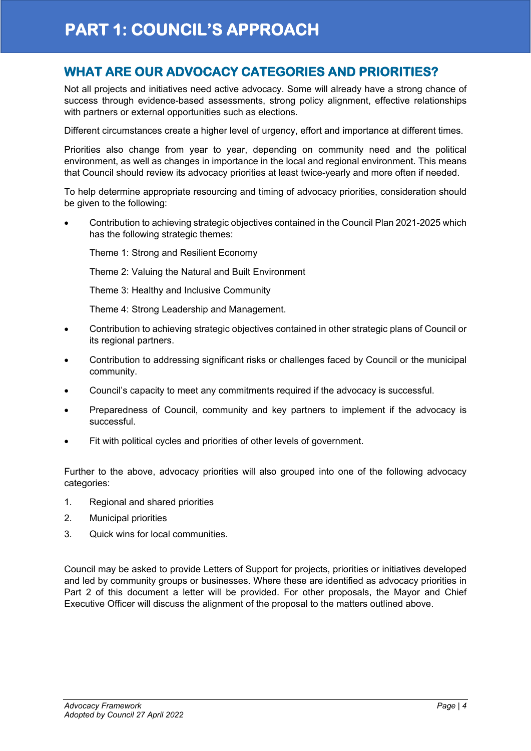# PART 1: COUNCIL'S APPROACH

## WHAT ARE OUR ADVOCACY CATEGORIES AND PRIORITIES?

Not all projects and initiatives need active advocacy. Some will already have a strong chance of success through evidence-based assessments, strong policy alignment, effective relationships with partners or external opportunities such as elections.

Different circumstances create a higher level of urgency, effort and importance at different times.

Priorities also change from year to year, depending on community need and the political environment, as well as changes in importance in the local and regional environment. This means that Council should review its advocacy priorities at least twice-yearly and more often if needed.

To help determine appropriate resourcing and timing of advocacy priorities, consideration should be given to the following:

- Contribution to achieving strategic objectives contained in the Council Plan 2021-2025 which has the following strategic themes:

  Theme 1: Strong and Resilient Economy

  Theme 2: Valuing the Natural and Built Environment

  Theme 3: Healthy and Inclusive Community

  Theme 4: Strong Leadership and Management.

- Contribution to achieving strategic objectives contained in other strategic plans of Council or its regional partners.
- Contribution to addressing significant risks or challenges faced by Council or the municipal community.
- Council's capacity to meet any commitments required if the advocacy is successful.
- Preparedness of Council, community and key partners to implement if the advocacy is successful.
- Fit with political cycles and priorities of other levels of government.

Further to the above, advocacy priorities will also grouped into one of the following advocacy categories:

1. Regional and shared priorities
2. Municipal priorities
3. Quick wins for local communities.

Council may be asked to provide Letters of Support for projects, priorities or initiatives developed and led by community groups or businesses. Where these are identified as advocacy priorities in Part 2 of this document a letter will be provided. For other proposals, the Mayor and Chief Executive Officer will discuss the alignment of the proposal to the matters outlined above.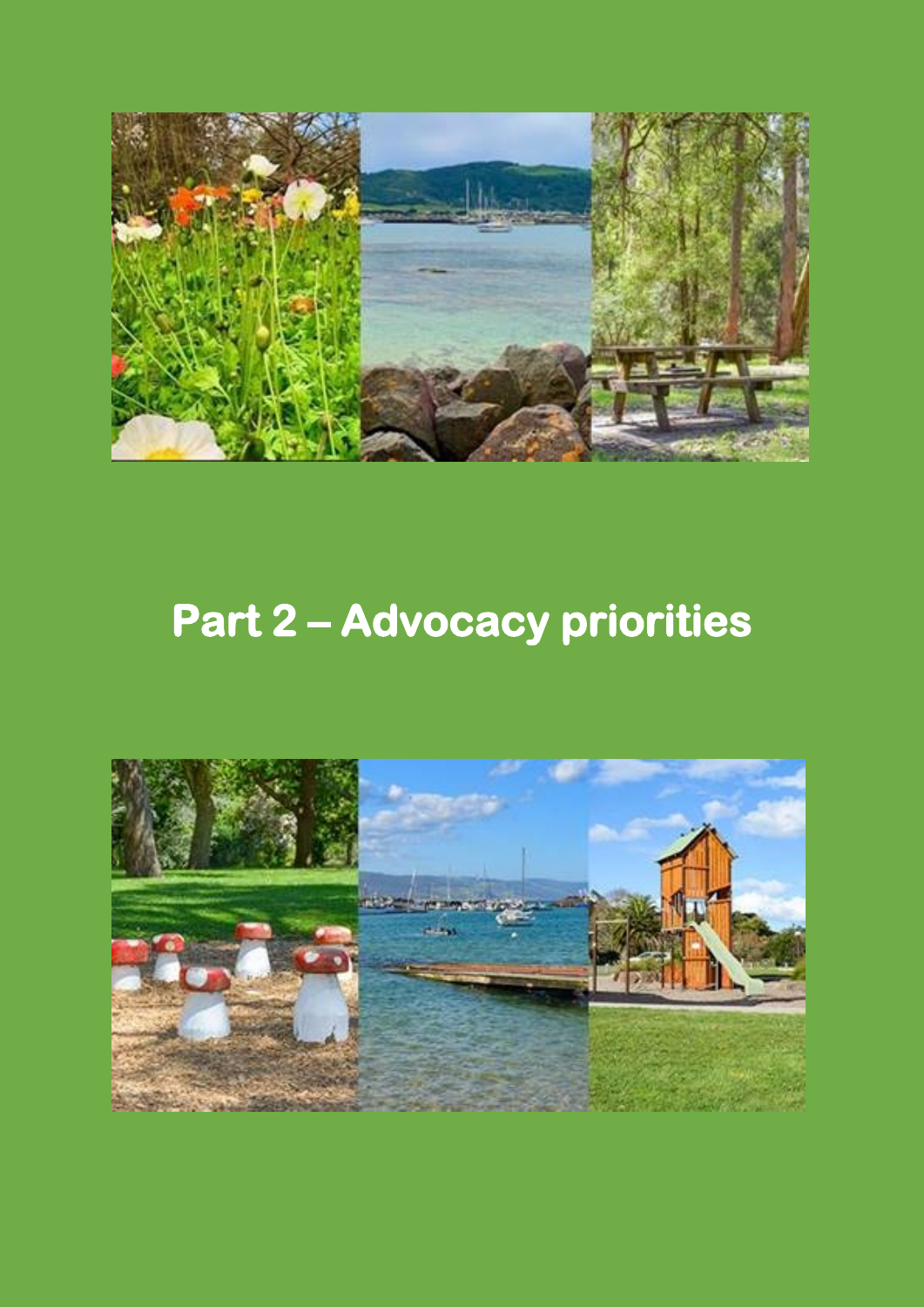# Part 2 – Advocacy priorities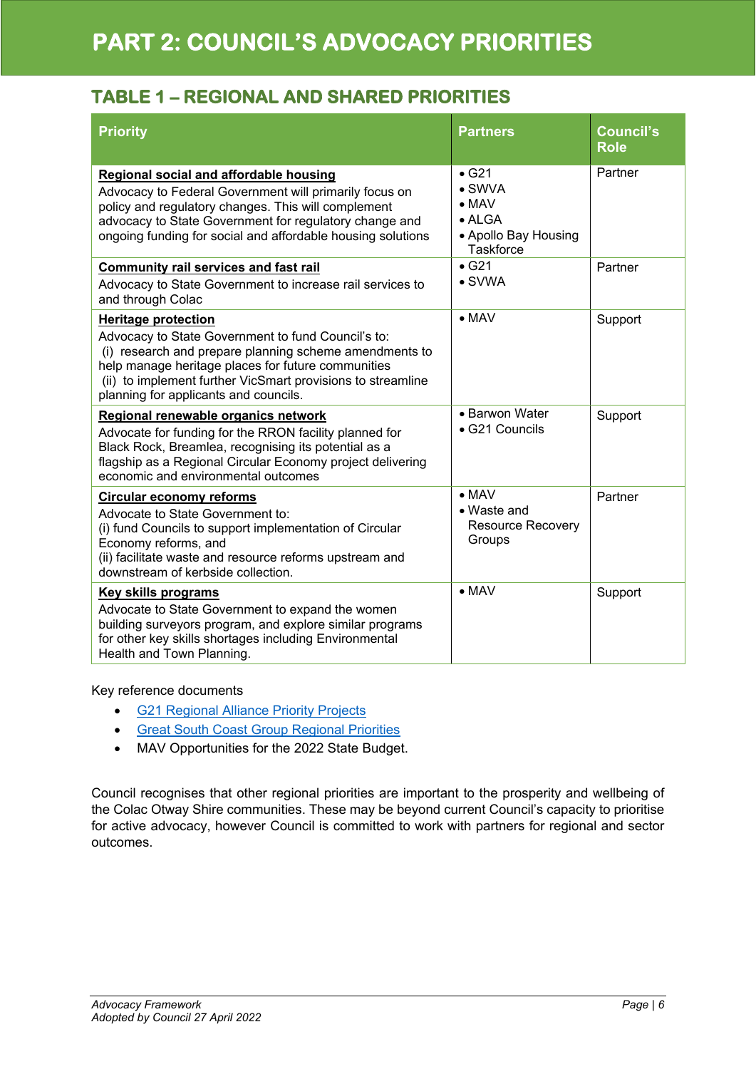# PART 2: COUNCIL'S ADVOCACY PRIORITIES

## TABLE 1 – REGIONAL AND SHARED PRIORITIES

| Priority | Partners | Council's Role |
|---|---|---|
| **Regional social and affordable housing**<br>Advocacy to Federal Government will primarily focus on policy and regulatory changes. This will complement advocacy to State Government for regulatory change and ongoing funding for social and affordable housing solutions | • G21<br>• SWVA<br>• MAV<br>• ALGA<br>• Apollo Bay Housing Taskforce | Partner |
| **Community rail services and fast rail**<br>Advocacy to State Government to increase rail services to and through Colac | • G21<br>• SVWA | Partner |
| **Heritage protection**<br>Advocacy to State Government to fund Council's to:<br>(i) research and prepare planning scheme amendments to help manage heritage places for future communities<br>(ii) to implement further VicSmart provisions to streamline planning for applicants and councils. | • MAV | Support |
| **Regional renewable organics network**<br>Advocate for funding for the RRON facility planned for Black Rock, Breamlea, recognising its potential as a flagship as a Regional Circular Economy project delivering economic and environmental outcomes | • Barwon Water<br>• G21 Councils | Support |
| **Circular economy reforms**<br>Advocate to State Government to:<br>(i) fund Councils to support implementation of Circular Economy reforms, and<br>(ii) facilitate waste and resource reforms upstream and downstream of kerbside collection. | • MAV<br>• Waste and Resource Recovery Groups | Partner |
| **Key skills programs**<br>Advocate to State Government to expand the women building surveyors program, and explore similar programs for other key skills shortages including Environmental Health and Town Planning. | • MAV | Support |

Key reference documents

- G21 Regional Alliance Priority Projects
- Great South Coast Group Regional Priorities
- MAV Opportunities for the 2022 State Budget.

Council recognises that other regional priorities are important to the prosperity and wellbeing of the Colac Otway Shire communities. These may be beyond current Council's capacity to prioritise for active advocacy, however Council is committed to work with partners for regional and sector outcomes.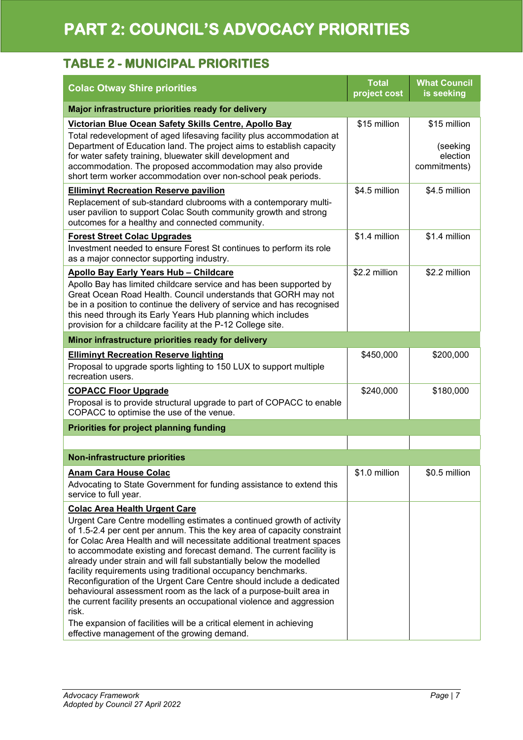# PART 2: COUNCIL'S ADVOCACY PRIORITIES

## TABLE 2 - MUNICIPAL PRIORITIES

| Colac Otway Shire priorities | Total project cost | What Council is seeking |
|---|---|---|
| **Major infrastructure priorities ready for delivery** | | |
| **Victorian Blue Ocean Safety Skills Centre, Apollo Bay**<br>Total redevelopment of aged lifesaving facility plus accommodation at Department of Education land. The project aims to establish capacity for water safety training, bluewater skill development and accommodation. The proposed accommodation may also provide short term worker accommodation over non-school peak periods. | $15 million | $15 million<br><br>(seeking election commitments) |
| **Elliminyt Recreation Reserve pavilion**<br>Replacement of sub-standard clubrooms with a contemporary multi-user pavilion to support Colac South community growth and strong outcomes for a healthy and connected community. | $4.5 million | $4.5 million |
| **Forest Street Colac Upgrades**<br>Investment needed to ensure Forest St continues to perform its role as a major connector supporting industry. | $1.4 million | $1.4 million |
| **Apollo Bay Early Years Hub – Childcare**<br>Apollo Bay has limited childcare service and has been supported by Great Ocean Road Health. Council understands that GORH may not be in a position to continue the delivery of service and has recognised this need through its Early Years Hub planning which includes provision for a childcare facility at the P-12 College site. | $2.2 million | $2.2 million |
| **Minor infrastructure priorities ready for delivery** | | |
| **Elliminyt Recreation Reserve lighting**<br>Proposal to upgrade sports lighting to 150 LUX to support multiple recreation users. | $450,000 | $200,000 |
| **COPACC Floor Upgrade**<br>Proposal is to provide structural upgrade to part of COPACC to enable COPACC to optimise the use of the venue. | $240,000 | $180,000 |
| **Priorities for project planning funding** | | |
| | | |
| **Non-infrastructure priorities** | | |
| **Anam Cara House Colac**<br>Advocating to State Government for funding assistance to extend this service to full year. | $1.0 million | $0.5 million |
| **Colac Area Health Urgent Care**<br>Urgent Care Centre modelling estimates a continued growth of activity of 1.5-2.4 per cent per annum. This the key area of capacity constraint for Colac Area Health and will necessitate additional treatment spaces to accommodate existing and forecast demand. The current facility is already under strain and will fall substantially below the modelled facility requirements using traditional occupancy benchmarks. Reconfiguration of the Urgent Care Centre should include a dedicated behavioural assessment room as the lack of a purpose-built area in the current facility presents an occupational violence and aggression risk.<br>The expansion of facilities will be a critical element in achieving effective management of the growing demand. | | |

*Advocacy Framework*
*Adopted by Council 27 April 2022*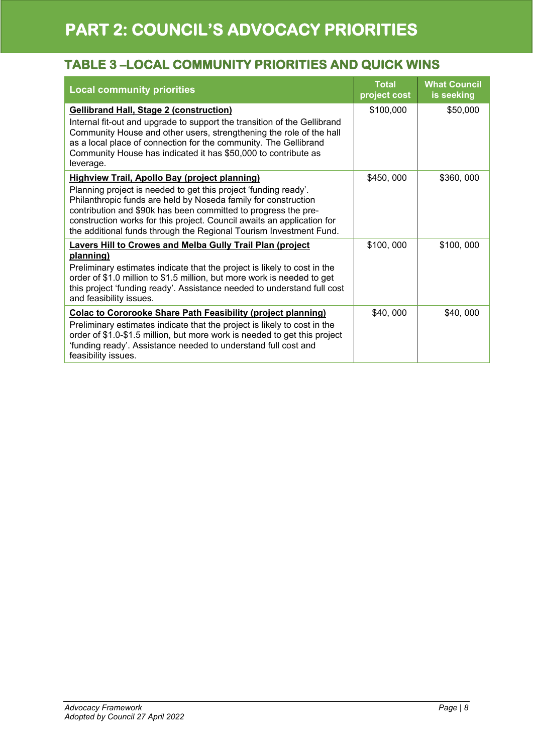# PART 2: COUNCIL'S ADVOCACY PRIORITIES

## TABLE 3 –LOCAL COMMUNITY PRIORITIES AND QUICK WINS

| Local community priorities | Total project cost | What Council is seeking |
|---|---|---|
| **Gellibrand Hall, Stage 2 (construction)**<br>Internal fit-out and upgrade to support the transition of the Gellibrand Community House and other users, strengthening the role of the hall as a local place of connection for the community. The Gellibrand Community House has indicated it has $50,000 to contribute as leverage. | $100,000 | $50,000 |
| **Highview Trail, Apollo Bay (project planning)**<br>Planning project is needed to get this project 'funding ready'. Philanthropic funds are held by Noseda family for construction contribution and $90k has been committed to progress the pre-construction works for this project. Council awaits an application for the additional funds through the Regional Tourism Investment Fund. | $450, 000 | $360, 000 |
| **Lavers Hill to Crowes and Melba Gully Trail Plan (project planning)**<br>Preliminary estimates indicate that the project is likely to cost in the order of $1.0 million to $1.5 million, but more work is needed to get this project 'funding ready'. Assistance needed to understand full cost and feasibility issues. | $100, 000 | $100, 000 |
| **Colac to Cororooke Share Path Feasibility (project planning)**<br>Preliminary estimates indicate that the project is likely to cost in the order of $1.0-$1.5 million, but more work is needed to get this project 'funding ready'. Assistance needed to understand full cost and feasibility issues. | $40, 000 | $40, 000 |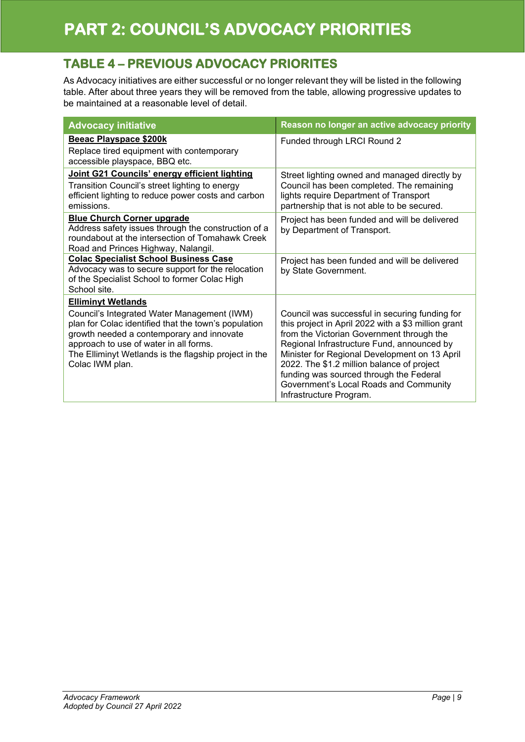# PART 2: COUNCIL'S ADVOCACY PRIORITIES

## TABLE 4 – PREVIOUS ADVOCACY PRIORITES

As Advocacy initiatives are either successful or no longer relevant they will be listed in the following table. After about three years they will be removed from the table, allowing progressive updates to be maintained at a reasonable level of detail.

| Advocacy initiative | Reason no longer an active advocacy priority |
|---|---|
| **Beeac Playspace $200k**<br>Replace tired equipment with contemporary accessible playspace, BBQ etc. | Funded through LRCI Round 2 |
| **Joint G21 Councils' energy efficient lighting**<br>Transition Council's street lighting to energy efficient lighting to reduce power costs and carbon emissions. | Street lighting owned and managed directly by Council has been completed. The remaining lights require Department of Transport partnership that is not able to be secured. |
| **Blue Church Corner upgrade**<br>Address safety issues through the construction of a roundabout at the intersection of Tomahawk Creek Road and Princes Highway, Nalangil. | Project has been funded and will be delivered by Department of Transport. |
| **Colac Specialist School Business Case**<br>Advocacy was to secure support for the relocation of the Specialist School to former Colac High School site. | Project has been funded and will be delivered by State Government. |
| **Elliminyt Wetlands**<br>Council's Integrated Water Management (IWM) plan for Colac identified that the town's population growth needed a contemporary and innovate approach to use of water in all forms.<br>The Elliminyt Wetlands is the flagship project in the Colac IWM plan. | Council was successful in securing funding for this project in April 2022 with a $3 million grant from the Victorian Government through the Regional Infrastructure Fund, announced by Minister for Regional Development on 13 April 2022. The $1.2 million balance of project funding was sourced through the Federal Government's Local Roads and Community Infrastructure Program. |